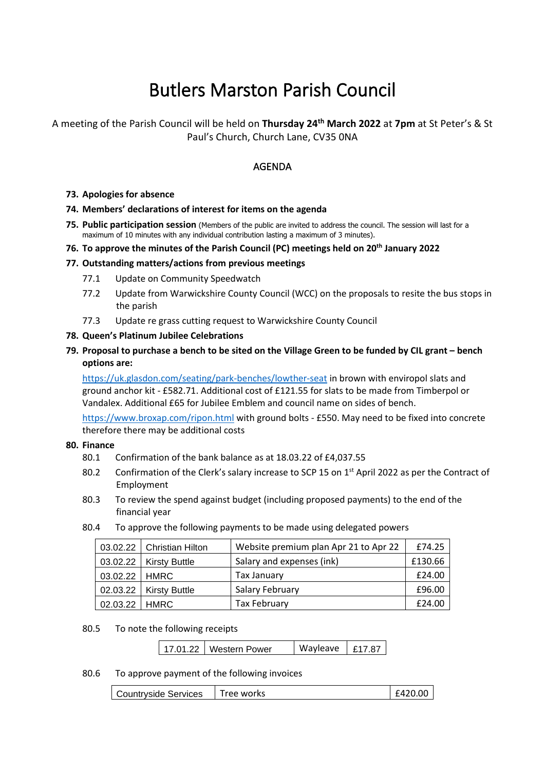# Butlers Marston Parish Council

A meeting of the Parish Council will be held on **Thursday 24th March 2022** at **7pm** at St Peter's & St Paul's Church, Church Lane, CV35 0NA

## AGENDA

**73. Apologies for absence**

**74. Members' declarations of interest for items on the agenda**

**75. Public participation session** (Members of the public are invited to address the council. The session will last for a maximum of 10 minutes with any individual contribution lasting a maximum of 3 minutes).

**76. To approve the minutes of the Parish Council (PC) meetings held on 20th January 2022**

**77. Outstanding matters/actions from previous meetings**

- 77.1 Update on Community Speedwatch
- 77.2 Update from Warwickshire County Council (WCC) on the proposals to resite the bus stops in the parish
- 77.3 Update re grass cutting request to Warwickshire County Council

**78. Queen's Platinum Jubilee Celebrations**

**79. Proposal to purchase a bench to be sited on the Village Green to be funded by CIL grant – bench options are:**

https://uk.glasdon.com/seating/park-benches/lowther-seat in brown with enviropol slats and ground anchor kit - £582.71. Additional cost of £121.55 for slats to be made from Timberpol or Vandalex. Additional £65 for Jubilee Emblem and council name on sides of bench.

https://www.broxap.com/ripon.html with ground bolts - £550. May need to be fixed into concrete therefore there may be additional costs

**80. Finance**

- 80.1 Confirmation of the bank balance as at 18.03.22 of £4,037.55
- 80.2 Confirmation of the Clerk's salary increase to SCP 15 on 1st April 2022 as per the Contract of Employment
- 80.3 To review the spend against budget (including proposed payments) to the end of the financial year
- 80.4 To approve the following payments to be made using delegated powers

| | | | |
|---|---|---|---|
| 03.02.22 | Christian Hilton | Website premium plan Apr 21 to Apr 22 | £74.25 |
| 03.02.22 | Kirsty Buttle | Salary and expenses (ink) | £130.66 |
| 03.02.22 | HMRC | Tax January | £24.00 |
| 02.03.22 | Kirsty Buttle | Salary February | £96.00 |
| 02.03.22 | HMRC | Tax February | £24.00 |

- 80.5 To note the following receipts

| | | | |
|---|---|---|---|
| 17.01.22 | Western Power | Wayleave | £17.87 |

- 80.6 To approve payment of the following invoices

| | | |
|---|---|---|
| Countryside Services | Tree works | £420.00 |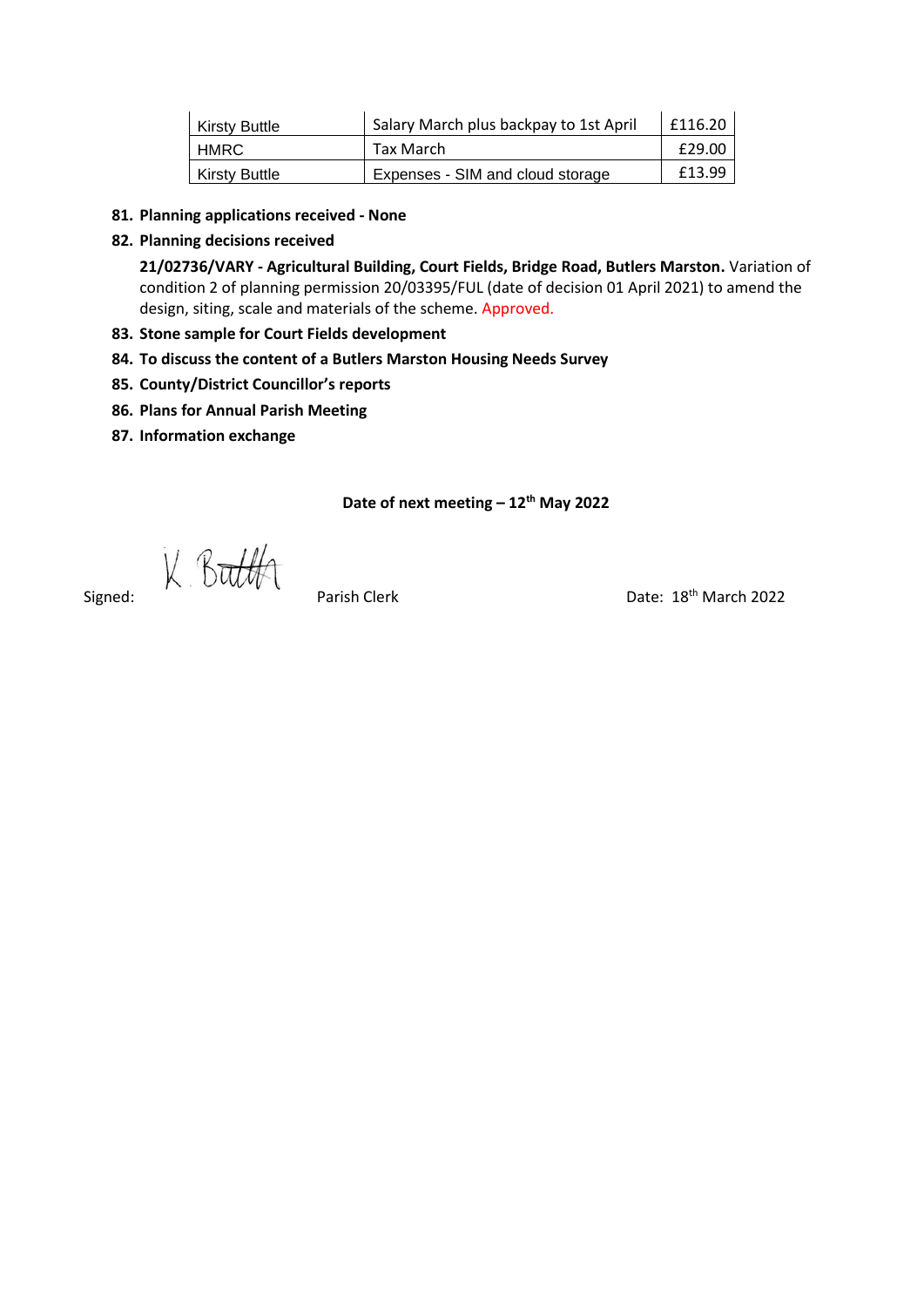| | | |
|---|---|---|
| Kirsty Buttle | Salary March plus backpay to 1st April | £116.20 |
| HMRC | Tax March | £29.00 |
| Kirsty Buttle | Expenses - SIM and cloud storage | £13.99 |

81. **Planning applications received - None**
82. **Planning decisions received**

    **21/02736/VARY - Agricultural Building, Court Fields, Bridge Road, Butlers Marston.** Variation of condition 2 of planning permission 20/03395/FUL (date of decision 01 April 2021) to amend the design, siting, scale and materials of the scheme. Approved.
83. **Stone sample for Court Fields development**
84. **To discuss the content of a Butlers Marston Housing Needs Survey**
85. **County/District Councillor's reports**
86. **Plans for Annual Parish Meeting**
87. **Information exchange**

**Date of next meeting – 12th May 2022**

Signed: K. Buttle Parish Clerk Date: 18th March 2022